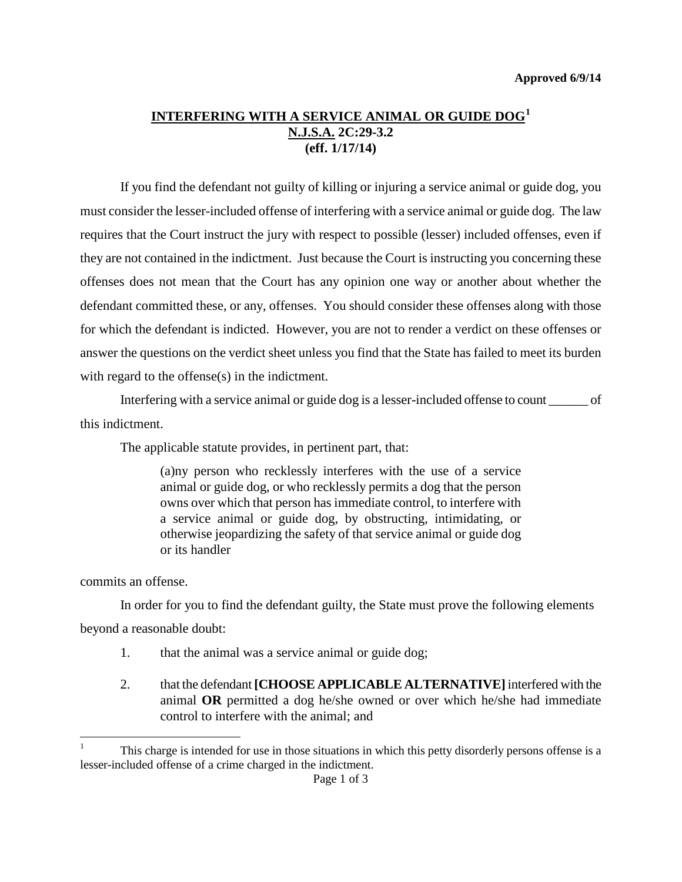**Approved 6/9/14**

# INTERFERING WITH A SERVICE ANIMAL OR GUIDE DOG[1]
## N.J.S.A. 2C:29-3.2
## (eff. 1/17/14)

If you find the defendant not guilty of killing or injuring a service animal or guide dog, you must consider the lesser-included offense of interfering with a service animal or guide dog. The law requires that the Court instruct the jury with respect to possible (lesser) included offenses, even if they are not contained in the indictment. Just because the Court is instructing you concerning these offenses does not mean that the Court has any opinion one way or another about whether the defendant committed these, or any, offenses. You should consider these offenses along with those for which the defendant is indicted. However, you are not to render a verdict on these offenses or answer the questions on the verdict sheet unless you find that the State has failed to meet its burden with regard to the offense(s) in the indictment.

Interfering with a service animal or guide dog is a lesser-included offense to count ______ of this indictment.

The applicable statute provides, in pertinent part, that:

> (a)ny person who recklessly interferes with the use of a service animal or guide dog, or who recklessly permits a dog that the person owns over which that person has immediate control, to interfere with a service animal or guide dog, by obstructing, intimidating, or otherwise jeopardizing the safety of that service animal or guide dog or its handler

commits an offense.

In order for you to find the defendant guilty, the State must prove the following elements beyond a reasonable doubt:

1. that the animal was a service animal or guide dog;

2. that the defendant **[CHOOSE APPLICABLE ALTERNATIVE]** interfered with the animal **OR** permitted a dog he/she owned or over which he/she had immediate control to interfere with the animal; and

---

[1] This charge is intended for use in those situations in which this petty disorderly persons offense is a lesser-included offense of a crime charged in the indictment.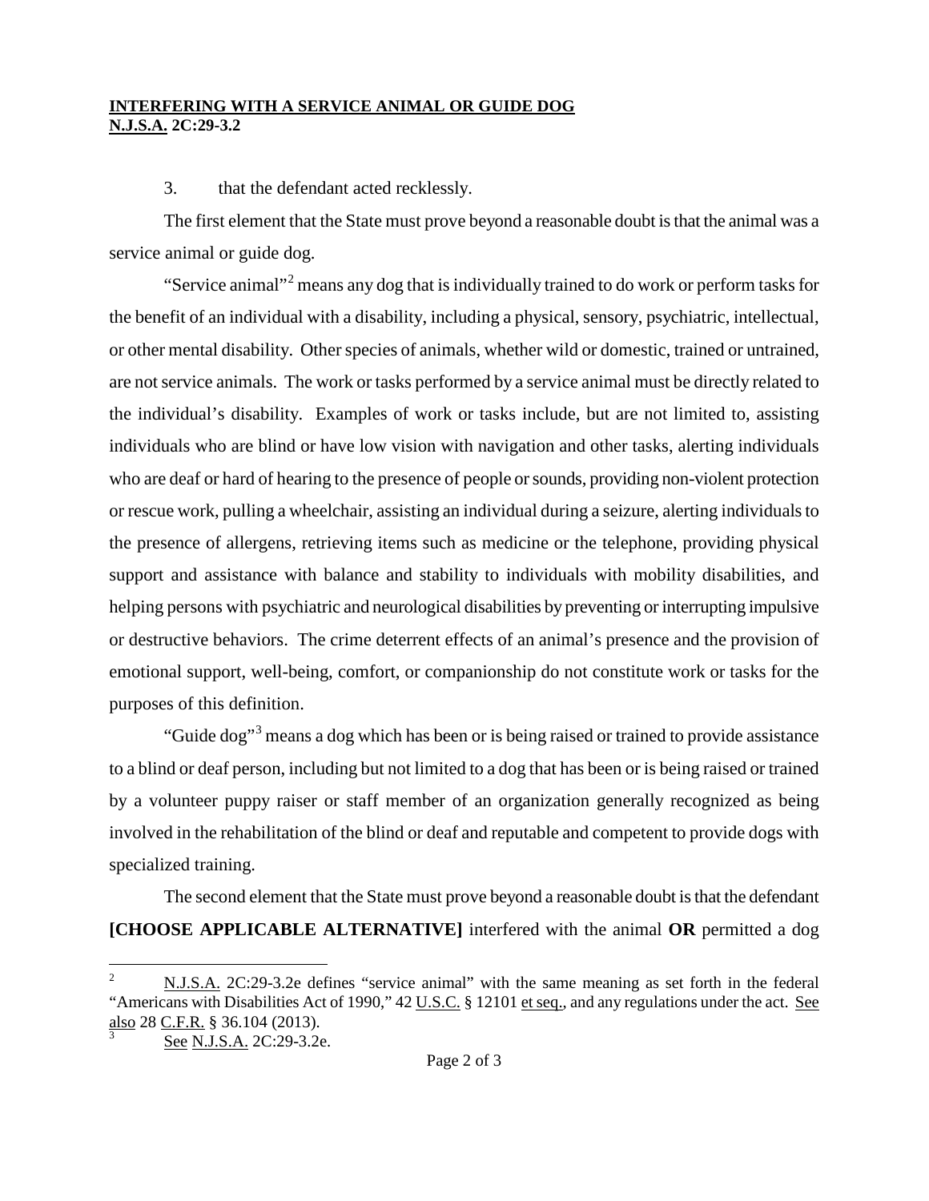3. that the defendant acted recklessly.

The first element that the State must prove beyond a reasonable doubt is that the animal was a service animal or guide dog.

"Service animal"[2] means any dog that is individually trained to do work or perform tasks for the benefit of an individual with a disability, including a physical, sensory, psychiatric, intellectual, or other mental disability. Other species of animals, whether wild or domestic, trained or untrained, are not service animals. The work or tasks performed by a service animal must be directly related to the individual's disability. Examples of work or tasks include, but are not limited to, assisting individuals who are blind or have low vision with navigation and other tasks, alerting individuals who are deaf or hard of hearing to the presence of people or sounds, providing non-violent protection or rescue work, pulling a wheelchair, assisting an individual during a seizure, alerting individuals to the presence of allergens, retrieving items such as medicine or the telephone, providing physical support and assistance with balance and stability to individuals with mobility disabilities, and helping persons with psychiatric and neurological disabilities by preventing or interrupting impulsive or destructive behaviors. The crime deterrent effects of an animal's presence and the provision of emotional support, well-being, comfort, or companionship do not constitute work or tasks for the purposes of this definition.

"Guide dog"[3] means a dog which has been or is being raised or trained to provide assistance to a blind or deaf person, including but not limited to a dog that has been or is being raised or trained by a volunteer puppy raiser or staff member of an organization generally recognized as being involved in the rehabilitation of the blind or deaf and reputable and competent to provide dogs with specialized training.

The second element that the State must prove beyond a reasonable doubt is that the defendant **[CHOOSE APPLICABLE ALTERNATIVE]** interfered with the animal **OR** permitted a dog

---

[2] N.J.S.A. 2C:29-3.2e defines "service animal" with the same meaning as set forth in the federal "Americans with Disabilities Act of 1990," 42 U.S.C. § 12101 et seq., and any regulations under the act. See also 28 C.F.R. § 36.104 (2013).

[3] See N.J.S.A. 2C:29-3.2e.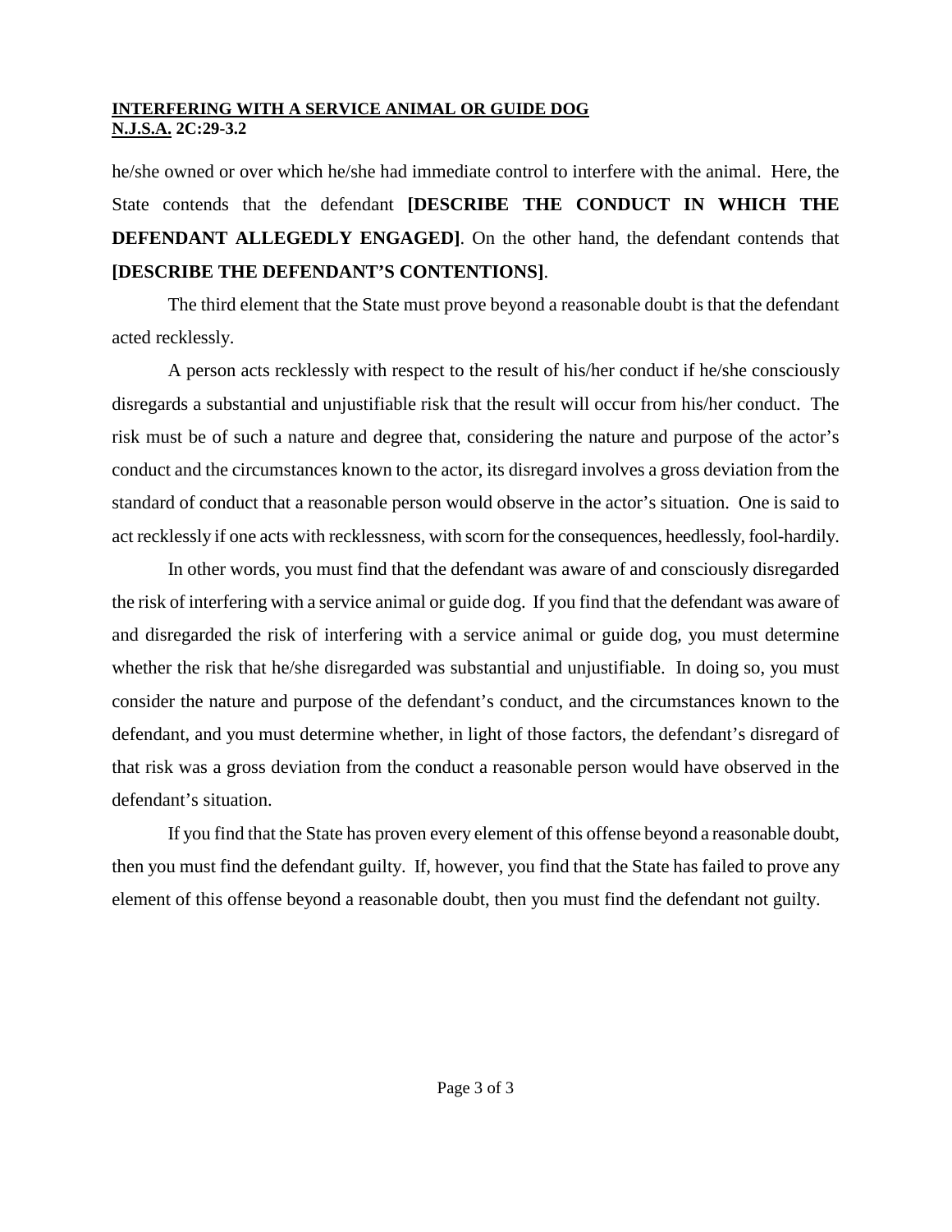he/she owned or over which he/she had immediate control to interfere with the animal. Here, the State contends that the defendant **[DESCRIBE THE CONDUCT IN WHICH THE DEFENDANT ALLEGEDLY ENGAGED]**. On the other hand, the defendant contends that **[DESCRIBE THE DEFENDANT'S CONTENTIONS]**.

The third element that the State must prove beyond a reasonable doubt is that the defendant acted recklessly.

A person acts recklessly with respect to the result of his/her conduct if he/she consciously disregards a substantial and unjustifiable risk that the result will occur from his/her conduct. The risk must be of such a nature and degree that, considering the nature and purpose of the actor's conduct and the circumstances known to the actor, its disregard involves a gross deviation from the standard of conduct that a reasonable person would observe in the actor's situation. One is said to act recklessly if one acts with recklessness, with scorn for the consequences, heedlessly, fool-hardily.

In other words, you must find that the defendant was aware of and consciously disregarded the risk of interfering with a service animal or guide dog. If you find that the defendant was aware of and disregarded the risk of interfering with a service animal or guide dog, you must determine whether the risk that he/she disregarded was substantial and unjustifiable. In doing so, you must consider the nature and purpose of the defendant's conduct, and the circumstances known to the defendant, and you must determine whether, in light of those factors, the defendant's disregard of that risk was a gross deviation from the conduct a reasonable person would have observed in the defendant's situation.

If you find that the State has proven every element of this offense beyond a reasonable doubt, then you must find the defendant guilty. If, however, you find that the State has failed to prove any element of this offense beyond a reasonable doubt, then you must find the defendant not guilty.